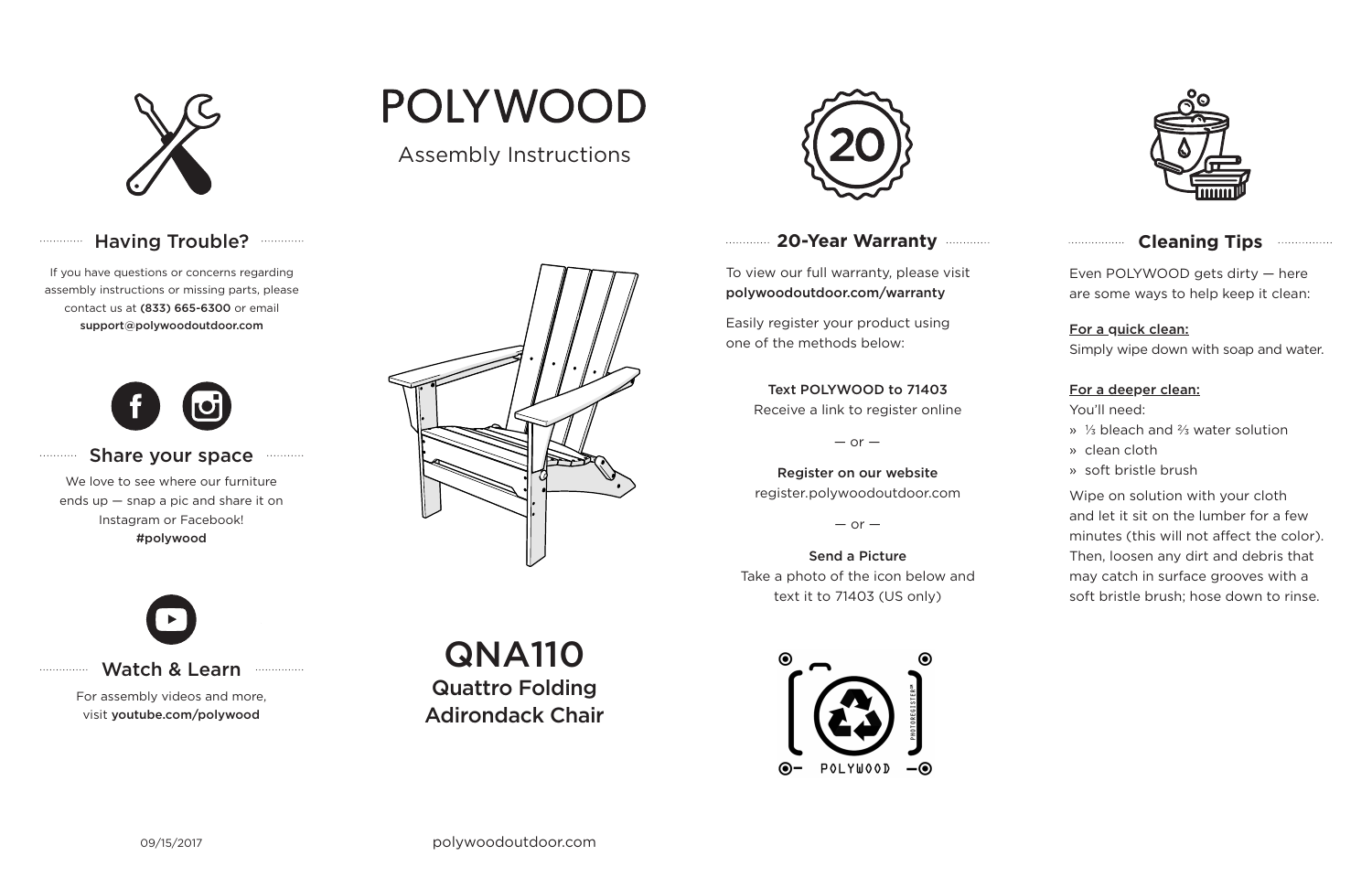# POLYWOOD

Assembly Instructions

## QNA110

**Quattro Folding Adirondack Chair**

## Having Trouble?

If you have questions or concerns regarding assembly instructions or missing parts, please contact us at **(833) 665-6300** or email **support@polywoodoutdoor.com**

## Share your space

We love to see where our furniture ends up — snap a pic and share it on Instagram or Facebook! **#polywood**

## Watch & Learn

For assembly videos and more, visit **youtube.com/polywood**

## 20-Year Warranty

To view our full warranty, please visit **polywoodoutdoor.com/warranty**

Easily register your product using one of the methods below:

**Text POLYWOOD to 71403**
Receive a link to register online

— or —

**Register on our website**
register.polywoodoutdoor.com

— or —

**Send a Picture**
Take a photo of the icon below and text it to 71403 (US only)

POLYWOOD PHOTOREGISTER™

## Cleaning Tips

Even POLYWOOD gets dirty — here are some ways to help keep it clean:

**For a quick clean:**
Simply wipe down with soap and water.

**For a deeper clean:**
You'll need:

- ⅓ bleach and ⅔ water solution
- clean cloth
- soft bristle brush

Wipe on solution with your cloth and let it sit on the lumber for a few minutes (this will not affect the color). Then, loosen any dirt and debris that may catch in surface grooves with a soft bristle brush; hose down to rinse.

09/15/2017

polywoodoutdoor.com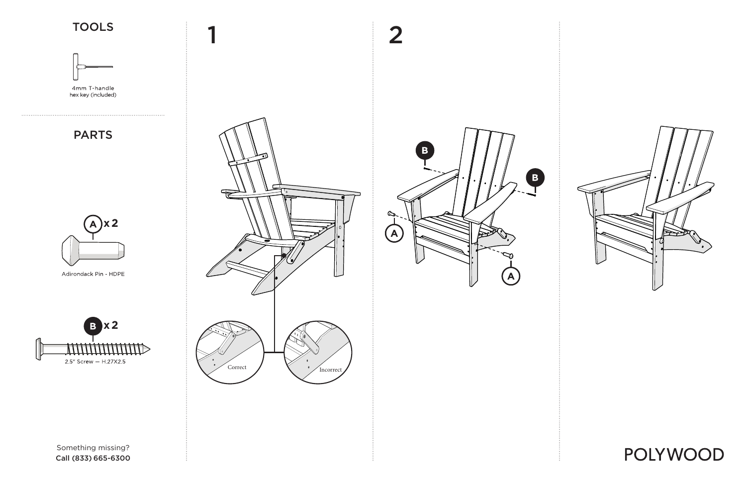## TOOLS

4mm T-handle hex key (included)

## PARTS

A x 2

Adirondack Pin - HDPE

B x 2

2.5" Screw — H.27X2.5

Something missing?
**Call (833) 665-6300**

## 1

Correct

Incorrect

## 2

B

B

A

A

POLYWOOD